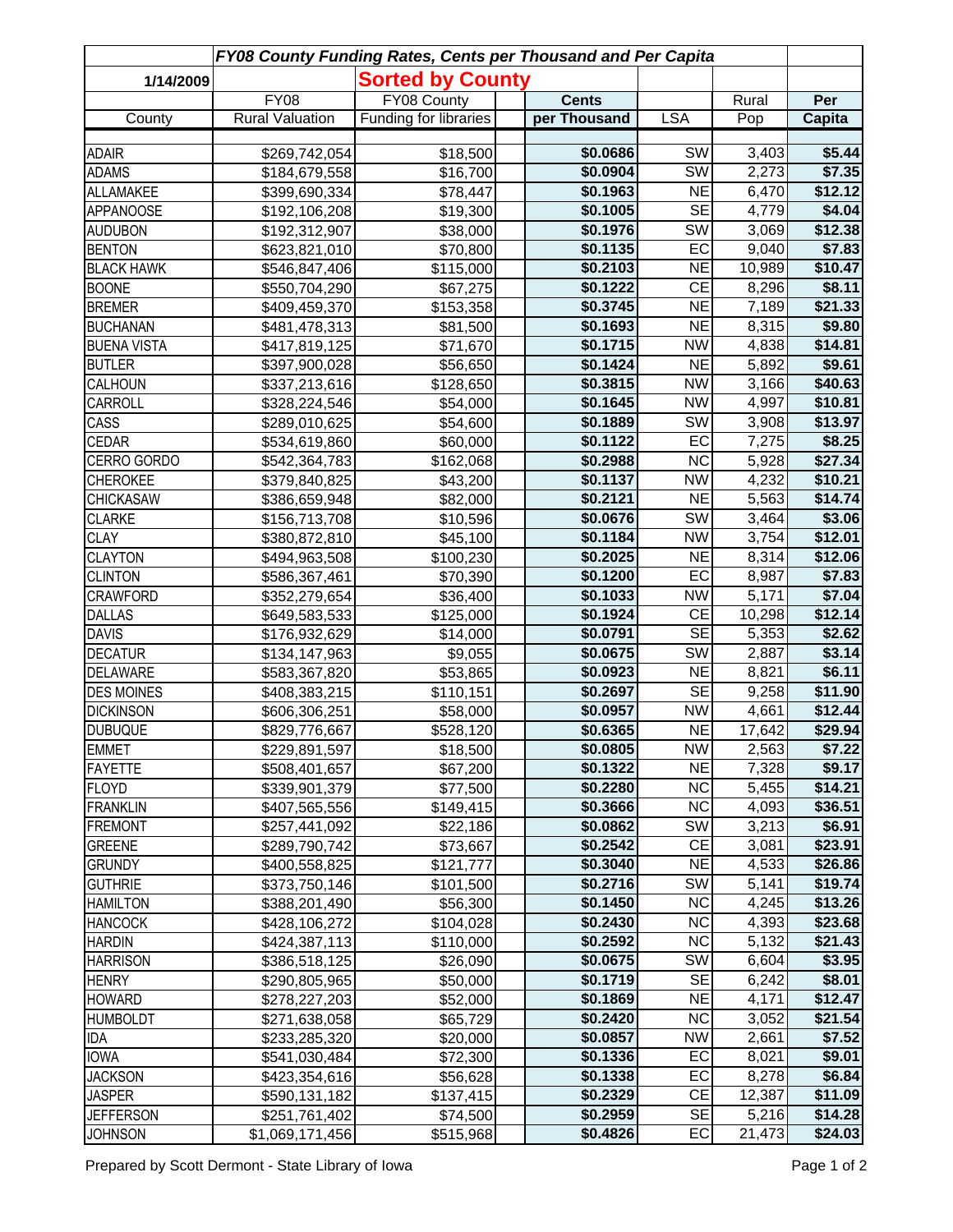| FY08 County Funding Rates, Cents per Thousand and Per Capita | | | | | | | | |
|---|---|---|---|---|---|---|---|---|
| 1/14/2009 | | Sorted by County | | | | | | |
| | FY08 | FY08 County | | Cents | | | Rural | Per |
| County | Rural Valuation | Funding for libraries | | per Thousand | LSA | | Pop | Capita |
| ADAIR | $269,742,054 | $18,500 | | $0.0686 | SW | | 3,403 | $5.44 |
| ADAMS | $184,679,558 | $16,700 | | $0.0904 | SW | | 2,273 | $7.35 |
| ALLAMAKEE | $399,690,334 | $78,447 | | $0.1963 | NE | | 6,470 | $12.12 |
| APPANOOSE | $192,106,208 | $19,300 | | $0.1005 | SE | | 4,779 | $4.04 |
| AUDUBON | $192,312,907 | $38,000 | | $0.1976 | SW | | 3,069 | $12.38 |
| BENTON | $623,821,010 | $70,800 | | $0.1135 | EC | | 9,040 | $7.83 |
| BLACK HAWK | $546,847,406 | $115,000 | | $0.2103 | NE | | 10,989 | $10.47 |
| BOONE | $550,704,290 | $67,275 | | $0.1222 | CE | | 8,296 | $8.11 |
| BREMER | $409,459,370 | $153,358 | | $0.3745 | NE | | 7,189 | $21.33 |
| BUCHANAN | $481,478,313 | $81,500 | | $0.1693 | NE | | 8,315 | $9.80 |
| BUENA VISTA | $417,819,125 | $71,670 | | $0.1715 | NW | | 4,838 | $14.81 |
| BUTLER | $397,900,028 | $56,650 | | $0.1424 | NE | | 5,892 | $9.61 |
| CALHOUN | $337,213,616 | $128,650 | | $0.3815 | NW | | 3,166 | $40.63 |
| CARROLL | $328,224,546 | $54,000 | | $0.1645 | NW | | 4,997 | $10.81 |
| CASS | $289,010,625 | $54,600 | | $0.1889 | SW | | 3,908 | $13.97 |
| CEDAR | $534,619,860 | $60,000 | | $0.1122 | EC | | 7,275 | $8.25 |
| CERRO GORDO | $542,364,783 | $162,068 | | $0.2988 | NC | | 5,928 | $27.34 |
| CHEROKEE | $379,840,825 | $43,200 | | $0.1137 | NW | | 4,232 | $10.21 |
| CHICKASAW | $386,659,948 | $82,000 | | $0.2121 | NE | | 5,563 | $14.74 |
| CLARKE | $156,713,708 | $10,596 | | $0.0676 | SW | | 3,464 | $3.06 |
| CLAY | $380,872,810 | $45,100 | | $0.1184 | NW | | 3,754 | $12.01 |
| CLAYTON | $494,963,508 | $100,230 | | $0.2025 | NE | | 8,314 | $12.06 |
| CLINTON | $586,367,461 | $70,390 | | $0.1200 | EC | | 8,987 | $7.83 |
| CRAWFORD | $352,279,654 | $36,400 | | $0.1033 | NW | | 5,171 | $7.04 |
| DALLAS | $649,583,533 | $125,000 | | $0.1924 | CE | | 10,298 | $12.14 |
| DAVIS | $176,932,629 | $14,000 | | $0.0791 | SE | | 5,353 | $2.62 |
| DECATUR | $134,147,963 | $9,055 | | $0.0675 | SW | | 2,887 | $3.14 |
| DELAWARE | $583,367,820 | $53,865 | | $0.0923 | NE | | 8,821 | $6.11 |
| DES MOINES | $408,383,215 | $110,151 | | $0.2697 | SE | | 9,258 | $11.90 |
| DICKINSON | $606,306,251 | $58,000 | | $0.0957 | NW | | 4,661 | $12.44 |
| DUBUQUE | $829,776,667 | $528,120 | | $0.6365 | NE | | 17,642 | $29.94 |
| EMMET | $229,891,597 | $18,500 | | $0.0805 | NW | | 2,563 | $7.22 |
| FAYETTE | $508,401,657 | $67,200 | | $0.1322 | NE | | 7,328 | $9.17 |
| FLOYD | $339,901,379 | $77,500 | | $0.2280 | NC | | 5,455 | $14.21 |
| FRANKLIN | $407,565,556 | $149,415 | | $0.3666 | NC | | 4,093 | $36.51 |
| FREMONT | $257,441,092 | $22,186 | | $0.0862 | SW | | 3,213 | $6.91 |
| GREENE | $289,790,742 | $73,667 | | $0.2542 | CE | | 3,081 | $23.91 |
| GRUNDY | $400,558,825 | $121,777 | | $0.3040 | NE | | 4,533 | $26.86 |
| GUTHRIE | $373,750,146 | $101,500 | | $0.2716 | SW | | 5,141 | $19.74 |
| HAMILTON | $388,201,490 | $56,300 | | $0.1450 | NC | | 4,245 | $13.26 |
| HANCOCK | $428,106,272 | $104,028 | | $0.2430 | NC | | 4,393 | $23.68 |
| HARDIN | $424,387,113 | $110,000 | | $0.2592 | NC | | 5,132 | $21.43 |
| HARRISON | $386,518,125 | $26,090 | | $0.0675 | SW | | 6,604 | $3.95 |
| HENRY | $290,805,965 | $50,000 | | $0.1719 | SE | | 6,242 | $8.01 |
| HOWARD | $278,227,203 | $52,000 | | $0.1869 | NE | | 4,171 | $12.47 |
| HUMBOLDT | $271,638,058 | $65,729 | | $0.2420 | NC | | 3,052 | $21.54 |
| IDA | $233,285,320 | $20,000 | | $0.0857 | NW | | 2,661 | $7.52 |
| IOWA | $541,030,484 | $72,300 | | $0.1336 | EC | | 8,021 | $9.01 |
| JACKSON | $423,354,616 | $56,628 | | $0.1338 | EC | | 8,278 | $6.84 |
| JASPER | $590,131,182 | $137,415 | | $0.2329 | CE | | 12,387 | $11.09 |
| JEFFERSON | $251,761,402 | $74,500 | | $0.2959 | SE | | 5,216 | $14.28 |
| JOHNSON | $1,069,171,456 | $515,968 | | $0.4826 | EC | | 21,473 | $24.03 |

Prepared by Scott Dermont - State Library of Iowa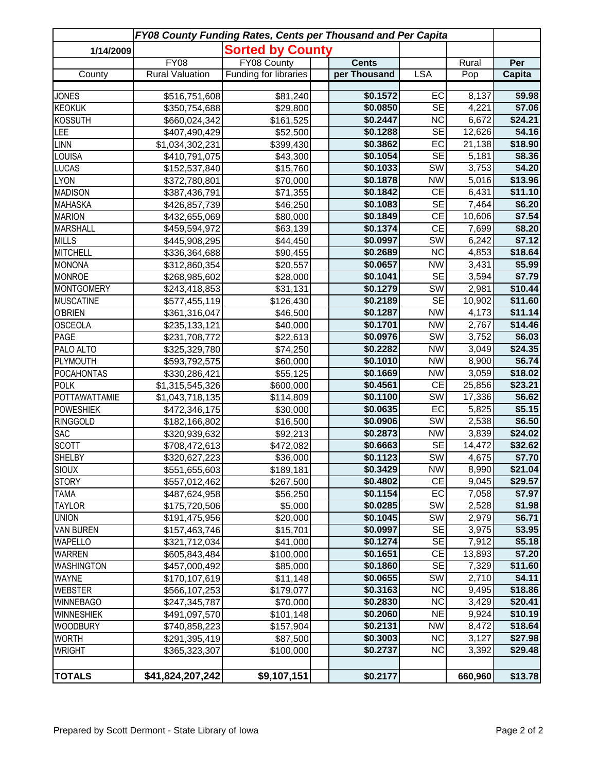| FY08 County Funding Rates, Cents per Thousand and Per Capita | | | | | | | |
|---|---|---|---|---|---|---|---|
| 1/14/2009 | | **Sorted by County** | | | | | |
| | FY08 | FY08 County | | **Cents** | | Rural | **Per** |
| County | Rural Valuation | Funding for libraries | | **per Thousand** | LSA | Pop | **Capita** |
| JONES | $516,751,608 | $81,240 | | **$0.1572** | EC | 8,137 | **$9.98** |
| KEOKUK | $350,754,688 | $29,800 | | **$0.0850** | SE | 4,221 | **$7.06** |
| KOSSUTH | $660,024,342 | $161,525 | | **$0.2447** | NC | 6,672 | **$24.21** |
| LEE | $407,490,429 | $52,500 | | **$0.1288** | SE | 12,626 | **$4.16** |
| LINN | $1,034,302,231 | $399,430 | | **$0.3862** | EC | 21,138 | **$18.90** |
| LOUISA | $410,791,075 | $43,300 | | **$0.1054** | SE | 5,181 | **$8.36** |
| LUCAS | $152,537,840 | $15,760 | | **$0.1033** | SW | 3,753 | **$4.20** |
| LYON | $372,780,801 | $70,000 | | **$0.1878** | NW | 5,016 | **$13.96** |
| MADISON | $387,436,791 | $71,355 | | **$0.1842** | CE | 6,431 | **$11.10** |
| MAHASKA | $426,857,739 | $46,250 | | **$0.1083** | SE | 7,464 | **$6.20** |
| MARION | $432,655,069 | $80,000 | | **$0.1849** | CE | 10,606 | **$7.54** |
| MARSHALL | $459,594,972 | $63,139 | | **$0.1374** | CE | 7,699 | **$8.20** |
| MILLS | $445,908,295 | $44,450 | | **$0.0997** | SW | 6,242 | **$7.12** |
| MITCHELL | $336,364,688 | $90,455 | | **$0.2689** | NC | 4,853 | **$18.64** |
| MONONA | $312,860,354 | $20,557 | | **$0.0657** | NW | 3,431 | **$5.99** |
| MONROE | $268,985,602 | $28,000 | | **$0.1041** | SE | 3,594 | **$7.79** |
| MONTGOMERY | $243,418,853 | $31,131 | | **$0.1279** | SW | 2,981 | **$10.44** |
| MUSCATINE | $577,455,119 | $126,430 | | **$0.2189** | SE | 10,902 | **$11.60** |
| O'BRIEN | $361,316,047 | $46,500 | | **$0.1287** | NW | 4,173 | **$11.14** |
| OSCEOLA | $235,133,121 | $40,000 | | **$0.1701** | NW | 2,767 | **$14.46** |
| PAGE | $231,708,772 | $22,613 | | **$0.0976** | SW | 3,752 | **$6.03** |
| PALO ALTO | $325,329,780 | $74,250 | | **$0.2282** | NW | 3,049 | **$24.35** |
| PLYMOUTH | $593,792,575 | $60,000 | | **$0.1010** | NW | 8,900 | **$6.74** |
| POCAHONTAS | $330,286,421 | $55,125 | | **$0.1669** | NW | 3,059 | **$18.02** |
| POLK | $1,315,545,326 | $600,000 | | **$0.4561** | CE | 25,856 | **$23.21** |
| POTTAWATTAMIE | $1,043,718,135 | $114,809 | | **$0.1100** | SW | 17,336 | **$6.62** |
| POWESHIEK | $472,346,175 | $30,000 | | **$0.0635** | EC | 5,825 | **$5.15** |
| RINGGOLD | $182,166,802 | $16,500 | | **$0.0906** | SW | 2,538 | **$6.50** |
| SAC | $320,939,632 | $92,213 | | **$0.2873** | NW | 3,839 | **$24.02** |
| SCOTT | $708,472,613 | $472,082 | | **$0.6663** | SE | 14,472 | **$32.62** |
| SHELBY | $320,627,223 | $36,000 | | **$0.1123** | SW | 4,675 | **$7.70** |
| SIOUX | $551,655,603 | $189,181 | | **$0.3429** | NW | 8,990 | **$21.04** |
| STORY | $557,012,462 | $267,500 | | **$0.4802** | CE | 9,045 | **$29.57** |
| TAMA | $487,624,958 | $56,250 | | **$0.1154** | EC | 7,058 | **$7.97** |
| TAYLOR | $175,720,506 | $5,000 | | **$0.0285** | SW | 2,528 | **$1.98** |
| UNION | $191,475,956 | $20,000 | | **$0.1045** | SW | 2,979 | **$6.71** |
| VAN BUREN | $157,463,746 | $15,701 | | **$0.0997** | SE | 3,975 | **$3.95** |
| WAPELLO | $321,712,034 | $41,000 | | **$0.1274** | SE | 7,912 | **$5.18** |
| WARREN | $605,843,484 | $100,000 | | **$0.1651** | CE | 13,893 | **$7.20** |
| WASHINGTON | $457,000,492 | $85,000 | | **$0.1860** | SE | 7,329 | **$11.60** |
| WAYNE | $170,107,619 | $11,148 | | **$0.0655** | SW | 2,710 | **$4.11** |
| WEBSTER | $566,107,253 | $179,077 | | **$0.3163** | NC | 9,495 | **$18.86** |
| WINNEBAGO | $247,345,787 | $70,000 | | **$0.2830** | NC | 3,429 | **$20.41** |
| WINNESHIEK | $491,097,570 | $101,148 | | **$0.2060** | NE | 9,924 | **$10.19** |
| WOODBURY | $740,858,223 | $157,904 | | **$0.2131** | NW | 8,472 | **$18.64** |
| WORTH | $291,395,419 | $87,500 | | **$0.3003** | NC | 3,127 | **$27.98** |
| WRIGHT | $365,323,307 | $100,000 | | **$0.2737** | NC | 3,392 | **$29.48** |
| **TOTALS** | **$41,824,207,242** | **$9,107,151** | | **$0.2177** | | **660,960** | **$13.78** |

Prepared by Scott Dermont - State Library of Iowa